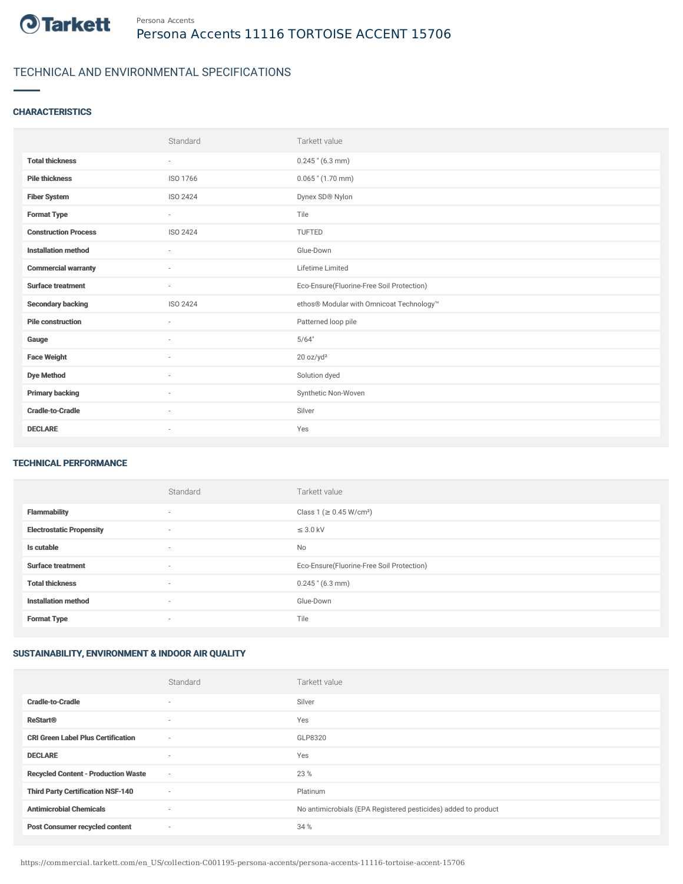Tarkett

Persona Accents

# Persona Accents 11116 TORTOISE ACCENT 15706

## TECHNICAL AND ENVIRONMENTAL SPECIFICATIONS

### CHARACTERISTICS

| | Standard | Tarkett value |
|---|---|---|
| **Total thickness** | - | 0.245 " (6.3 mm) |
| **Pile thickness** | ISO 1766 | 0.065 " (1.70 mm) |
| **Fiber System** | ISO 2424 | Dynex SD® Nylon |
| **Format Type** | - | Tile |
| **Construction Process** | ISO 2424 | TUFTED |
| **Installation method** | - | Glue-Down |
| **Commercial warranty** | - | Lifetime Limited |
| **Surface treatment** | - | Eco-Ensure(Fluorine-Free Soil Protection) |
| **Secondary backing** | ISO 2424 | ethos® Modular with Omnicoat Technology™ |
| **Pile construction** | - | Patterned loop pile |
| **Gauge** | - | 5/64" |
| **Face Weight** | - | 20 oz/yd² |
| **Dye Method** | - | Solution dyed |
| **Primary backing** | - | Synthetic Non-Woven |
| **Cradle-to-Cradle** | - | Silver |
| **DECLARE** | - | Yes |

### TECHNICAL PERFORMANCE

| | Standard | Tarkett value |
|---|---|---|
| **Flammability** | - | Class 1 (≥ 0.45 W/cm²) |
| **Electrostatic Propensity** | - | ≤ 3.0 kV |
| **Is cutable** | - | No |
| **Surface treatment** | - | Eco-Ensure(Fluorine-Free Soil Protection) |
| **Total thickness** | - | 0.245 " (6.3 mm) |
| **Installation method** | - | Glue-Down |
| **Format Type** | - | Tile |

### SUSTAINABILITY, ENVIRONMENT & INDOOR AIR QUALITY

| | Standard | Tarkett value |
|---|---|---|
| **Cradle-to-Cradle** | - | Silver |
| **ReStart®** | - | Yes |
| **CRI Green Label Plus Certification** | - | GLP8320 |
| **DECLARE** | - | Yes |
| **Recycled Content - Production Waste** | - | 23 % |
| **Third Party Certification NSF-140** | - | Platinum |
| **Antimicrobial Chemicals** | - | No antimicrobials (EPA Registered pesticides) added to product |
| **Post Consumer recycled content** | - | 34 % |

https://commercial.tarkett.com/en_US/collection-C001195-persona-accents/persona-accents-11116-tortoise-accent-15706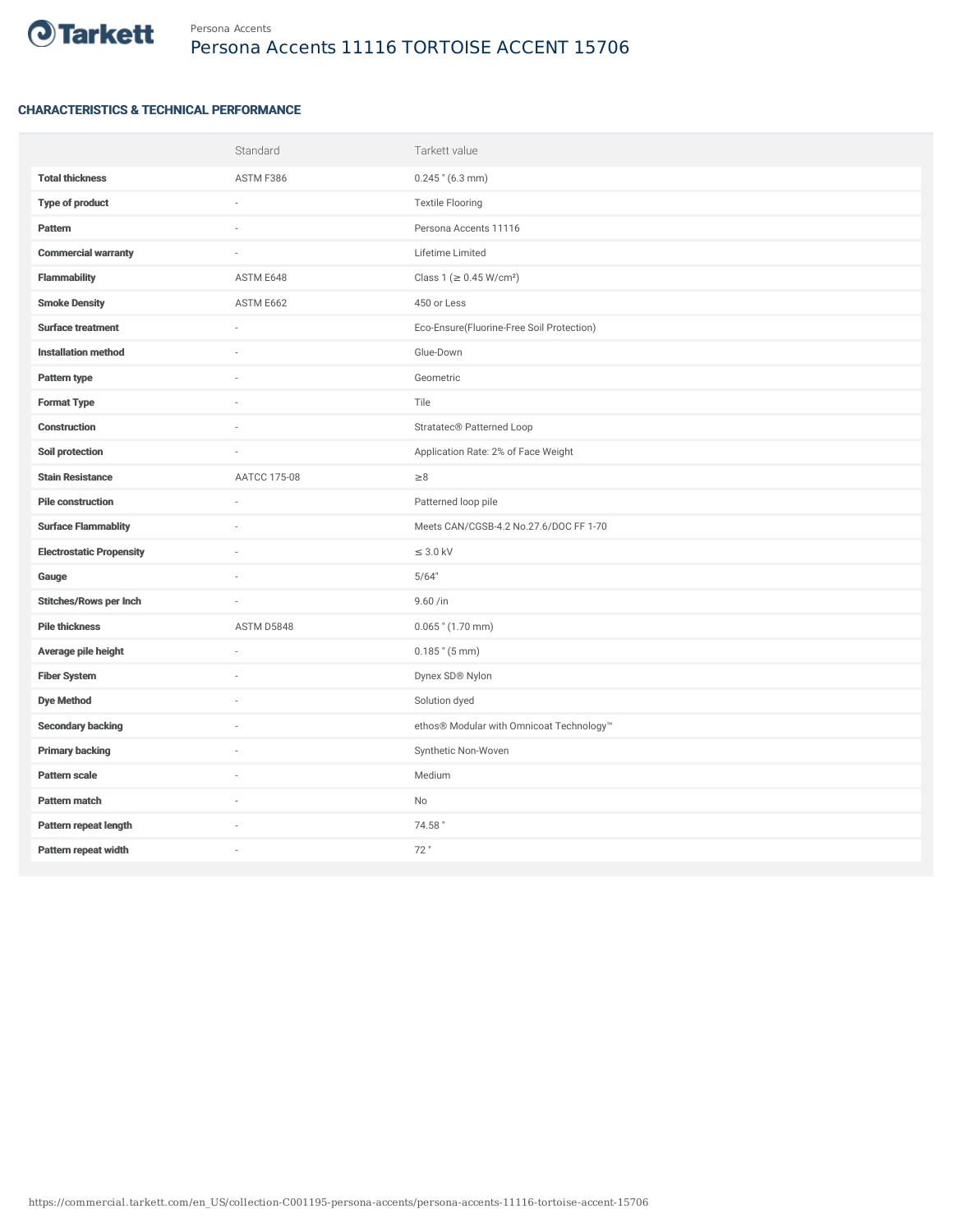Persona Accents

# Persona Accents 11116 TORTOISE ACCENT 15706

## CHARACTERISTICS & TECHNICAL PERFORMANCE

| | Standard | Tarkett value |
|---|---|---|
| **Total thickness** | ASTM F386 | 0.245 " (6.3 mm) |
| **Type of product** | - | Textile Flooring |
| **Pattern** | - | Persona Accents 11116 |
| **Commercial warranty** | - | Lifetime Limited |
| **Flammability** | ASTM E648 | Class 1 (≥ 0.45 W/cm²) |
| **Smoke Density** | ASTM E662 | 450 or Less |
| **Surface treatment** | - | Eco-Ensure(Fluorine-Free Soil Protection) |
| **Installation method** | - | Glue-Down |
| **Pattern type** | - | Geometric |
| **Format Type** | - | Tile |
| **Construction** | - | Stratatec® Patterned Loop |
| **Soil protection** | - | Application Rate: 2% of Face Weight |
| **Stain Resistance** | AATCC 175-08 | ≥8 |
| **Pile construction** | - | Patterned loop pile |
| **Surface Flammablity** | - | Meets CAN/CGSB-4.2 No.27.6/DOC FF 1-70 |
| **Electrostatic Propensity** | - | ≤ 3.0 kV |
| **Gauge** | - | 5/64" |
| **Stitches/Rows per Inch** | - | 9.60 /in |
| **Pile thickness** | ASTM D5848 | 0.065 " (1.70 mm) |
| **Average pile height** | - | 0.185 " (5 mm) |
| **Fiber System** | - | Dynex SD® Nylon |
| **Dye Method** | - | Solution dyed |
| **Secondary backing** | - | ethos® Modular with Omnicoat Technology™ |
| **Primary backing** | - | Synthetic Non-Woven |
| **Pattern scale** | - | Medium |
| **Pattern match** | - | No |
| **Pattern repeat length** | - | 74.58 " |
| **Pattern repeat width** | - | 72 " |

https://commercial.tarkett.com/en_US/collection-C001195-persona-accents/persona-accents-11116-tortoise-accent-15706